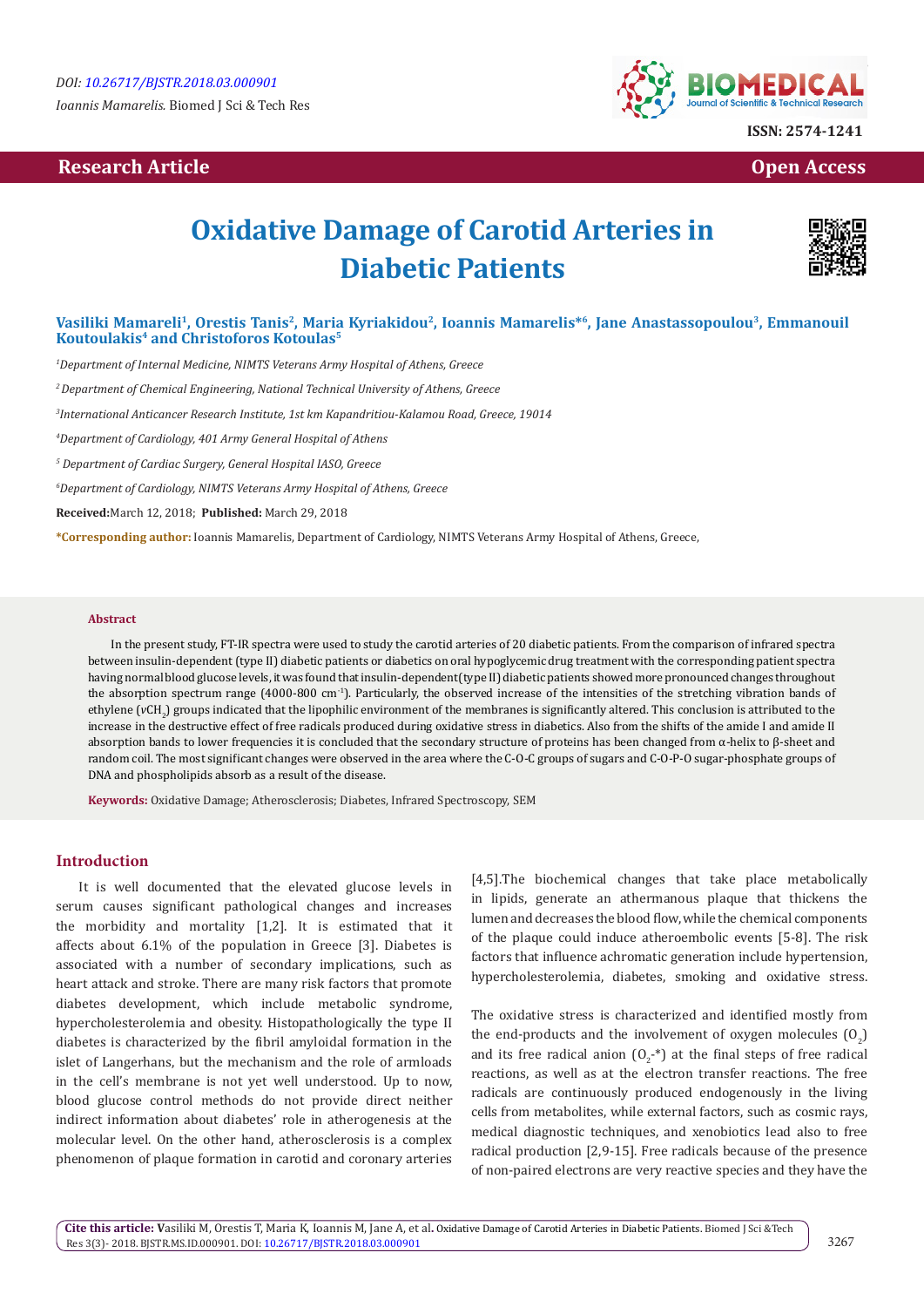DOI: 10.26717/BJSTR.2018.03.000901

Ioannis Mamarelis. Biomed J Sci & Tech Res

ISSN: 2574-1241

**Research Article** **Open Access**

# Oxidative Damage of Carotid Arteries in Diabetic Patients

**Vasiliki Mamareli[1], Orestis Tanis[2], Maria Kyriakidou[2], Ioannis Mamarelis*[6], Jane Anastassopoulou[3], Emmanouil Koutoulakis[4] and Christoforos Kotoulas[5]**

*[1]Department of Internal Medicine, NIMTS Veterans Army Hospital of Athens, Greece*

*[2]Department of Chemical Engineering, National Technical University of Athens, Greece*

*[3]International Anticancer Research Institute, 1st km Kapandritiou-Kalamou Road, Greece, 19014*

*[4]Department of Cardiology, 401 Army General Hospital of Athens*

*[5]Department of Cardiac Surgery, General Hospital IASO, Greece*

*[6]Department of Cardiology, NIMTS Veterans Army Hospital of Athens, Greece*

**Received:** March 12, 2018; **Published:** March 29, 2018

***Corresponding author:** Ioannis Mamarelis, Department of Cardiology, NIMTS Veterans Army Hospital of Athens, Greece,

## Abstract

In the present study, FT-IR spectra were used to study the carotid arteries of 20 diabetic patients. From the comparison of infrared spectra between insulin-dependent (type II) diabetic patients or diabetics on oral hypoglycemic drug treatment with the corresponding patient spectra having normal blood glucose levels, it was found that insulin-dependent(type II) diabetic patients showed more pronounced changes throughout the absorption spectrum range (4000-800 $cm^{-1}$). Particularly, the observed increase of the intensities of the stretching vibration bands of ethylene ($\nu CH_2$) groups indicated that the lipophilic environment of the membranes is significantly altered. This conclusion is attributed to the increase in the destructive effect of free radicals produced during oxidative stress in diabetics. Also from the shifts of the amide I and amide II absorption bands to lower frequencies it is concluded that the secondary structure of proteins has been changed from α-helix to β-sheet and random coil. The most significant changes were observed in the area where the C-O-C groups of sugars and C-O-P-O sugar-phosphate groups of DNA and phospholipids absorb as a result of the disease.

**Keywords:** Oxidative Damage; Atherosclerosis; Diabetes, Infrared Spectroscopy, SEM

## Introduction

It is well documented that the elevated glucose levels in serum causes significant pathological changes and increases the morbidity and mortality [1,2]. It is estimated that it affects about 6.1% of the population in Greece [3]. Diabetes is associated with a number of secondary implications, such as heart attack and stroke. There are many risk factors that promote diabetes development, which include metabolic syndrome, hypercholesterolemia and obesity. Histopathologically the type II diabetes is characterized by the fibril amyloidal formation in the islet of Langerhans, but the mechanism and the role of armloads in the cell's membrane is not yet well understood. Up to now, blood glucose control methods do not provide direct neither indirect information about diabetes' role in atherogenesis at the molecular level. On the other hand, atherosclerosis is a complex phenomenon of plaque formation in carotid and coronary arteries [4,5].The biochemical changes that take place metabolically in lipids, generate an athermanous plaque that thickens the lumen and decreases the blood flow, while the chemical components of the plaque could induce atheroembolic events [5-8]. The risk factors that influence achromatic generation include hypertension, hypercholesterolemia, diabetes, smoking and oxidative stress.

The oxidative stress is characterized and identified mostly from the end-products and the involvement of oxygen molecules ($O_2$) and its free radical anion ($O_2$-*) at the final steps of free radical reactions, as well as at the electron transfer reactions. The free radicals are continuously produced endogenously in the living cells from metabolites, while external factors, such as cosmic rays, medical diagnostic techniques, and xenobiotics lead also to free radical production [2,9-15]. Free radicals because of the presence of non-paired electrons are very reactive species and they have the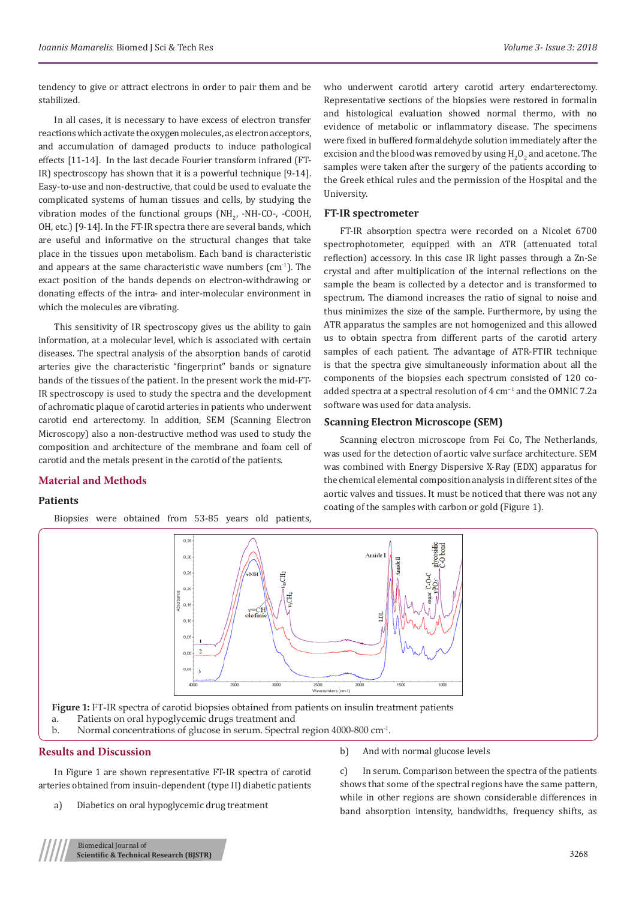tendency to give or attract electrons in order to pair them and be stabilized.

In all cases, it is necessary to have excess of electron transfer reactions which activate the oxygen molecules, as electron acceptors, and accumulation of damaged products to induce pathological effects [11-14]. In the last decade Fourier transform infrared (FT-IR) spectroscopy has shown that it is a powerful technique [9-14]. Easy-to-use and non-destructive, that could be used to evaluate the complicated systems of human tissues and cells, by studying the vibration modes of the functional groups ($NH_2$, -NH-CO-, -COOH, OH, etc.) [9-14]. In the FT-IR spectra there are several bands, which are useful and informative on the structural changes that take place in the tissues upon metabolism. Each band is characteristic and appears at the same characteristic wave numbers ($cm^{-1}$). The exact position of the bands depends on electron-withdrawing or donating effects of the intra- and inter-molecular environment in which the molecules are vibrating.

This sensitivity of IR spectroscopy gives us the ability to gain information, at a molecular level, which is associated with certain diseases. The spectral analysis of the absorption bands of carotid arteries give the characteristic "fingerprint" bands or signature bands of the tissues of the patient. In the present work the mid-FT-IR spectroscopy is used to study the spectra and the development of achromatic plaque of carotid arteries in patients who underwent carotid end arterectomy. In addition, SEM (Scanning Electron Microscopy) also a non-destructive method was used to study the composition and architecture of the membrane and foam cell of carotid and the metals present in the carotid of the patients.

## Material and Methods

### Patients

Biopsies were obtained from 53-85 years old patients, who underwent carotid artery carotid artery endarterectomy. Representative sections of the biopsies were restored in formalin and histological evaluation showed normal thermo, with no evidence of metabolic or inflammatory disease. The specimens were fixed in buffered formaldehyde solution immediately after the excision and the blood was removed by using $H_2O_2$ and acetone. The samples were taken after the surgery of the patients according to the Greek ethical rules and the permission of the Hospital and the University.

### FT-IR spectrometer

FT-IR absorption spectra were recorded on a Nicolet 6700 spectrophotometer, equipped with an ATR (attenuated total reflection) accessory. In this case IR light passes through a Zn-Se crystal and after multiplication of the internal reflections on the sample the beam is collected by a detector and is transformed to spectrum. The diamond increases the ratio of signal to noise and thus minimizes the size of the sample. Furthermore, by using the ATR apparatus the samples are not homogenized and this allowed us to obtain spectra from different parts of the carotid artery samples of each patient. The advantage of ATR-FTIR technique is that the spectra give simultaneously information about all the components of the biopsies each spectrum consisted of 120 co-added spectra at a spectral resolution of 4 $cm^{-1}$ and the OMNIC 7.2a software was used for data analysis.

### Scanning Electron Microscope (SEM)

Scanning electron microscope from Fei Co, The Netherlands, was used for the detection of aortic valve surface architecture. SEM was combined with Energy Dispersive X-Ray (EDX) apparatus for the chemical elemental composition analysis in different sites of the aortic valves and tissues. It must be noticed that there was not any coating of the samples with carbon or gold (Figure 1).

**Figure 1:** FT-IR spectra of carotid biopsies obtained from patients on insulin treatment patients

a. Patients on oral hypoglycemic drugs treatment and

b. Normal concentrations of glucose in serum. Spectral region 4000-800 $cm^{-1}$.

## Results and Discussion

In Figure 1 are shown representative FT-IR spectra of carotid arteries obtained from insuin-dependent (type II) diabetic patients

a) Diabetics on oral hypoglycemic drug treatment

b) And with normal glucose levels

c) In serum. Comparison between the spectra of the patients shows that some of the spectral regions have the same pattern, while in other regions are shown considerable differences in band absorption intensity, bandwidths, frequency shifts, as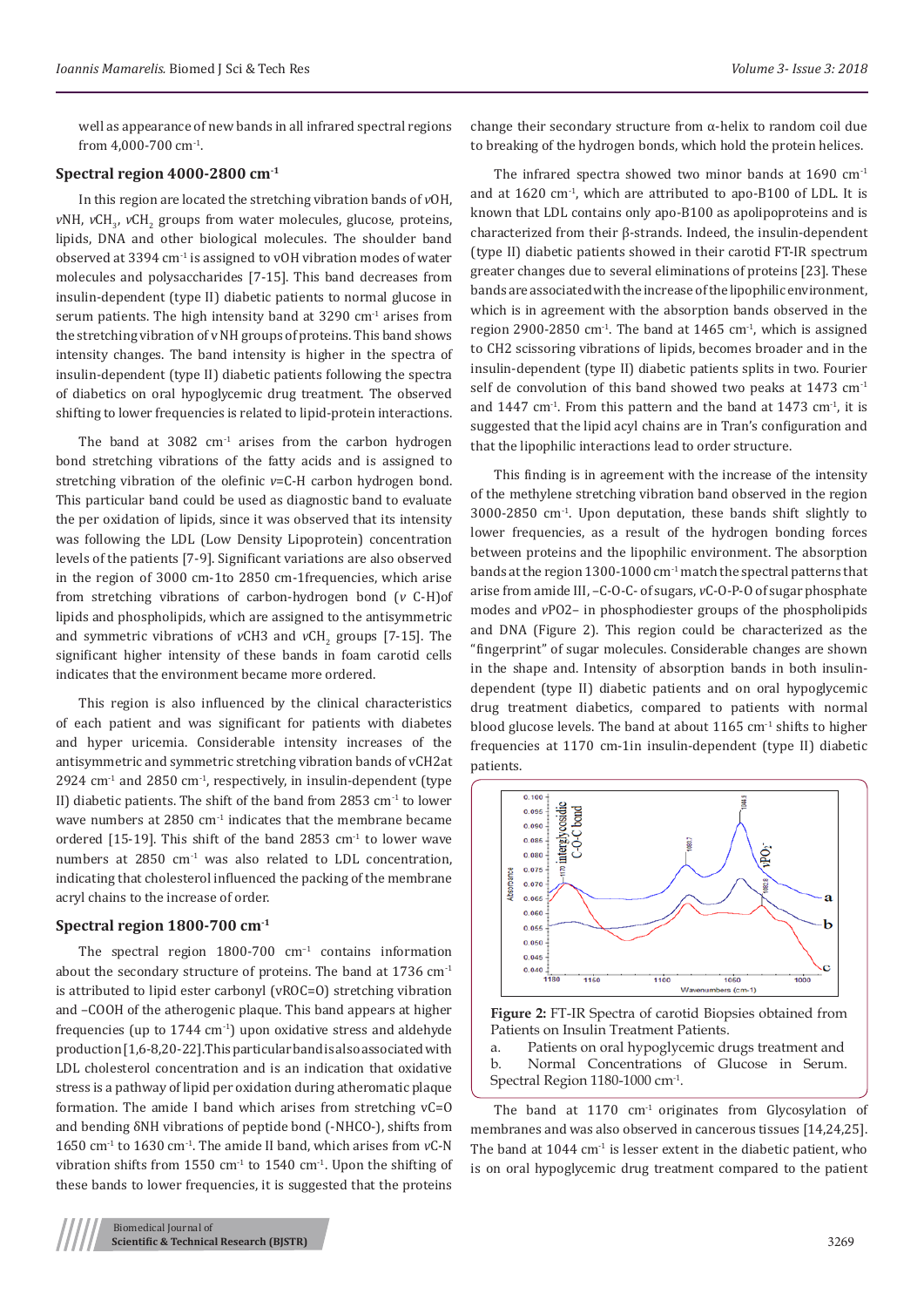well as appearance of new bands in all infrared spectral regions from 4,000-700 $cm^{-1}$.

### Spectral region 4000-2800 $cm^{-1}$

In this region are located the stretching vibration bands of $\nu$OH, $\nu$NH, $\nu CH_3$, $\nu CH_2$ groups from water molecules, glucose, proteins, lipids, DNA and other biological molecules. The shoulder band observed at 3394 $cm^{-1}$ is assigned to vOH vibration modes of water molecules and polysaccharides [7-15]. This band decreases from insulin-dependent (type II) diabetic patients to normal glucose in serum patients. The high intensity band at 3290 $cm^{-1}$ arises from the stretching vibration of v NH groups of proteins. This band shows intensity changes. The band intensity is higher in the spectra of insulin-dependent (type II) diabetic patients following the spectra of diabetics on oral hypoglycemic drug treatment. The observed shifting to lower frequencies is related to lipid-protein interactions.

The band at 3082 $cm^{-1}$ arises from the carbon hydrogen bond stretching vibrations of the fatty acids and is assigned to stretching vibration of the olefinic $\nu$=C-H carbon hydrogen bond. This particular band could be used as diagnostic band to evaluate the per oxidation of lipids, since it was observed that its intensity was following the LDL (Low Density Lipoprotein) concentration levels of the patients [7-9]. Significant variations are also observed in the region of 3000 cm-1to 2850 cm-1frequencies, which arise from stretching vibrations of carbon-hydrogen bond ($\nu$ C-H)of lipids and phospholipids, which are assigned to the antisymmetric and symmetric vibrations of $\nu$CH3 and $\nu CH_2$ groups [7-15]. The significant higher intensity of these bands in foam carotid cells indicates that the environment became more ordered.

This region is also influenced by the clinical characteristics of each patient and was significant for patients with diabetes and hyper uricemia. Considerable intensity increases of the antisymmetric and symmetric stretching vibration bands of vCH2at 2924 $cm^{-1}$ and 2850 $cm^{-1}$, respectively, in insulin-dependent (type II) diabetic patients. The shift of the band from 2853 $cm^{-1}$ to lower wave numbers at 2850 $cm^{-1}$ indicates that the membrane became ordered [15-19]. This shift of the band 2853 $cm^{-1}$ to lower wave numbers at 2850 $cm^{-1}$ was also related to LDL concentration, indicating that cholesterol influenced the packing of the membrane acryl chains to the increase of order.

### Spectral region 1800-700 $cm^{-1}$

The spectral region 1800-700 $cm^{-1}$ contains information about the secondary structure of proteins. The band at 1736 $cm^{-1}$ is attributed to lipid ester carbonyl (vROC=O) stretching vibration and –COOH of the atherogenic plaque. This band appears at higher frequencies (up to 1744 $cm^{-1}$) upon oxidative stress and aldehyde production [1,6-8,20-22]. This particular band is also associated with LDL cholesterol concentration and is an indication that oxidative stress is a pathway of lipid per oxidation during atheromatic plaque formation. The amide I band which arises from stretching vC=O and bending δNH vibrations of peptide bond (-NHCO-), shifts from 1650 $cm^{-1}$ to 1630 $cm^{-1}$. The amide II band, which arises from $\nu$C-N vibration shifts from 1550 $cm^{-1}$ to 1540 $cm^{-1}$. Upon the shifting of these bands to lower frequencies, it is suggested that the proteins change their secondary structure from α-helix to random coil due to breaking of the hydrogen bonds, which hold the protein helices.

The infrared spectra showed two minor bands at 1690 $cm^{-1}$ and at 1620 $cm^{-1}$, which are attributed to apo-B100 of LDL. It is known that LDL contains only apo-B100 as apolipoproteins and is characterized from their β-strands. Indeed, the insulin-dependent (type II) diabetic patients showed in their carotid FT-IR spectrum greater changes due to several eliminations of proteins [23]. These bands are associated with the increase of the lipophilic environment, which is in agreement with the absorption bands observed in the region 2900-2850 $cm^{-1}$. The band at 1465 $cm^{-1}$, which is assigned to CH2 scissoring vibrations of lipids, becomes broader and in the insulin-dependent (type II) diabetic patients splits in two. Fourier self de convolution of this band showed two peaks at 1473 $cm^{-1}$ and 1447 $cm^{-1}$. From this pattern and the band at 1473 $cm^{-1}$, it is suggested that the lipid acyl chains are in Tran's configuration and that the lipophilic interactions lead to order structure.

This finding is in agreement with the increase of the intensity of the methylene stretching vibration band observed in the region 3000-2850 $cm^{-1}$. Upon deputation, these bands shift slightly to lower frequencies, as a result of the hydrogen bonding forces between proteins and the lipophilic environment. The absorption bands at the region 1300-1000 $cm^{-1}$ match the spectral patterns that arise from amide III, –C-O-C- of sugars, $\nu$C-O-P-O of sugar phosphate modes and $\nu PO_2^-$ in phosphodiester groups of the phospholipids and DNA (Figure 2). This region could be characterized as the "fingerprint" of sugar molecules. Considerable changes are shown in the shape and. Intensity of absorption bands in both insulin-dependent (type II) diabetic patients and on oral hypoglycemic drug treatment diabetics, compared to patients with normal blood glucose levels. The band at about 1165 $cm^{-1}$ shifts to higher frequencies at 1170 cm-1in insulin-dependent (type II) diabetic patients.

**Figure 2:** FT-IR Spectra of carotid Biopsies obtained from Patients on Insulin Treatment Patients.
a. Patients on oral hypoglycemic drugs treatment and
b. Normal Concentrations of Glucose in Serum.
Spectral Region 1180-1000 $cm^{-1}$.

The band at 1170 $cm^{-1}$ originates from Glycosylation of membranes and was also observed in cancerous tissues [14,24,25]. The band at 1044 $cm^{-1}$ is lesser extent in the diabetic patient, who is on oral hypoglycemic drug treatment compared to the patient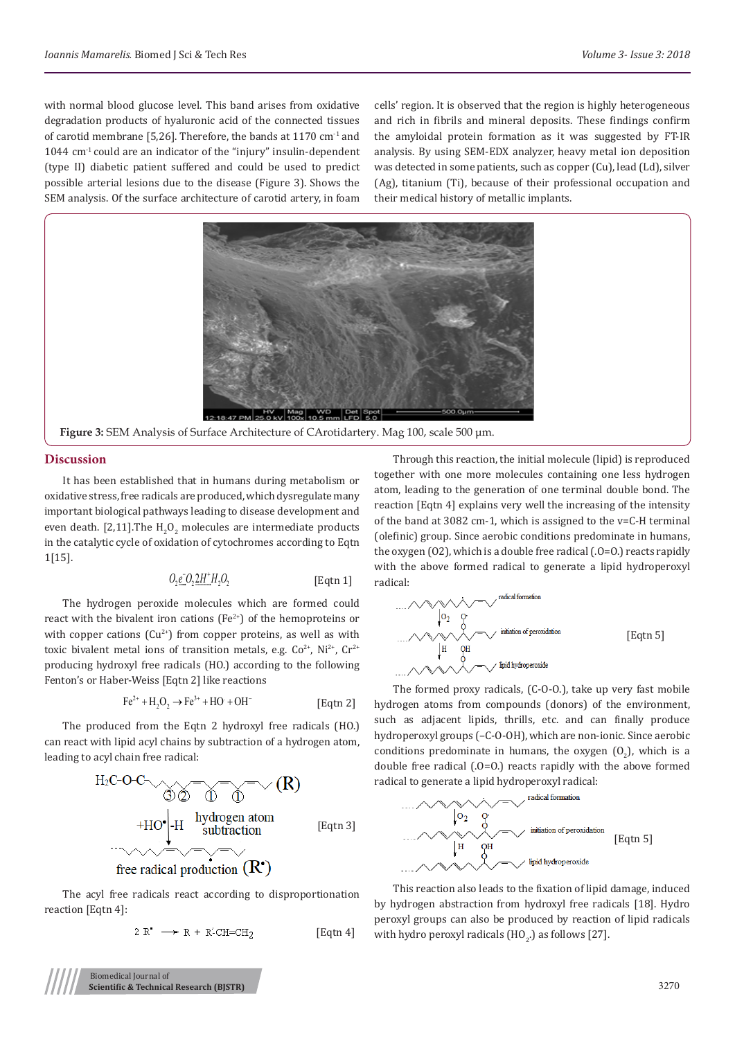with normal blood glucose level. This band arises from oxidative degradation products of hyaluronic acid of the connected tissues of carotid membrane [5,26]. Therefore, the bands at 1170 $cm^{-1}$ and 1044 $cm^{-1}$ could are an indicator of the "injury" insulin-dependent (type II) diabetic patient suffered and could be used to predict possible arterial lesions due to the disease (Figure 3). Shows the SEM analysis. Of the surface architecture of carotid artery, in foam cells' region. It is observed that the region is highly heterogeneous and rich in fibrils and mineral deposits. These findings confirm the amyloidal protein formation as it was suggested by FT-IR analysis. By using SEM-EDX analyzer, heavy metal ion deposition was detected in some patients, such as copper (Cu), lead (Ld), silver (Ag), titanium (Ti), because of their professional occupation and their medical history of metallic implants.

**Figure 3:** SEM Analysis of Surface Architecture of CArotidartery. Mag 100, scale 500 μm.

## Discussion

It has been established that in humans during metabolism or oxidative stress, free radicals are produced, which dysregulate many important biological pathways leading to disease development and even death. [2,11].The $H_2O_2$ molecules are intermediate products in the catalytic cycle of oxidation of cytochromes according to Eqtn 1[15].

$$O_2 e^- O_2 2H^+ H_2O_2 \quad \text{[Eqtn 1]}$$

The hydrogen peroxide molecules which are formed could react with the bivalent iron cations ($Fe^{2+}$) of the hemoproteins or with copper cations ($Cu^{2+}$) from copper proteins, as well as with toxic bivalent metal ions of transition metals, e.g. $Co^{2+}$, $Ni^{2+}$, $Cr^{2+}$ producing hydroxyl free radicals (HO.) according to the following Fenton's or Haber-Weiss [Eqtn 2] like reactions

$$Fe^{2+} + H_2O_2 \rightarrow Fe^{3+} + HO^{\cdot} + OH^- \quad \text{[Eqtn 2]}$$

The produced from the Eqtn 2 hydroxyl free radicals (HO.) can react with lipid acyl chains by subtraction of a hydrogen atom, leading to acyl chain free radical:

[Eqtn 3]: H2C-O-C (R), 3 2 1 1; +HO•|-H hydrogen atom subtraction; free radical production (R•)

The acyl free radicals react according to disproportionation reaction [Eqtn 4]:

$$2\,R^{\bullet} \rightarrow R + R'\text{-}CH{=}CH_2 \quad \text{[Eqtn 4]}$$

Through this reaction, the initial molecule (lipid) is reproduced together with one more molecules containing one less hydrogen atom, leading to the generation of one terminal double bond. The reaction [Eqtn 4] explains very well the increasing of the intensity of the band at 3082 cm-1, which is assigned to the v=C-H terminal (olefinic) group. Since aerobic conditions predominate in humans, the oxygen (O2), which is a double free radical (.O=O.) reacts rapidly with the above formed radical to generate a lipid hydroperoxyl radical:

[Eqtn 5]: radical formation; $O_2$; initiation of peroxidation; H; lipid hydroperoxide

The formed proxy radicals, (C-O-O.), take up very fast mobile hydrogen atoms from compounds (donors) of the environment, such as adjacent lipids, thrills, etc. and can finally produce hydroperoxyl groups (–C-O-OH), which are non-ionic. Since aerobic conditions predominate in humans, the oxygen ($O_2$), which is a double free radical (.O=O.) reacts rapidly with the above formed radical to generate a lipid hydroperoxyl radical:

[Eqtn 5]: radical formation; $O_2$; initiation of peroxidation; H; lipid hydroperoxide

This reaction also leads to the fixation of lipid damage, induced by hydrogen abstraction from hydroxyl free radicals [18]. Hydro peroxyl groups can also be produced by reaction of lipid radicals with hydro peroxyl radicals ($HO_2$.) as follows [27].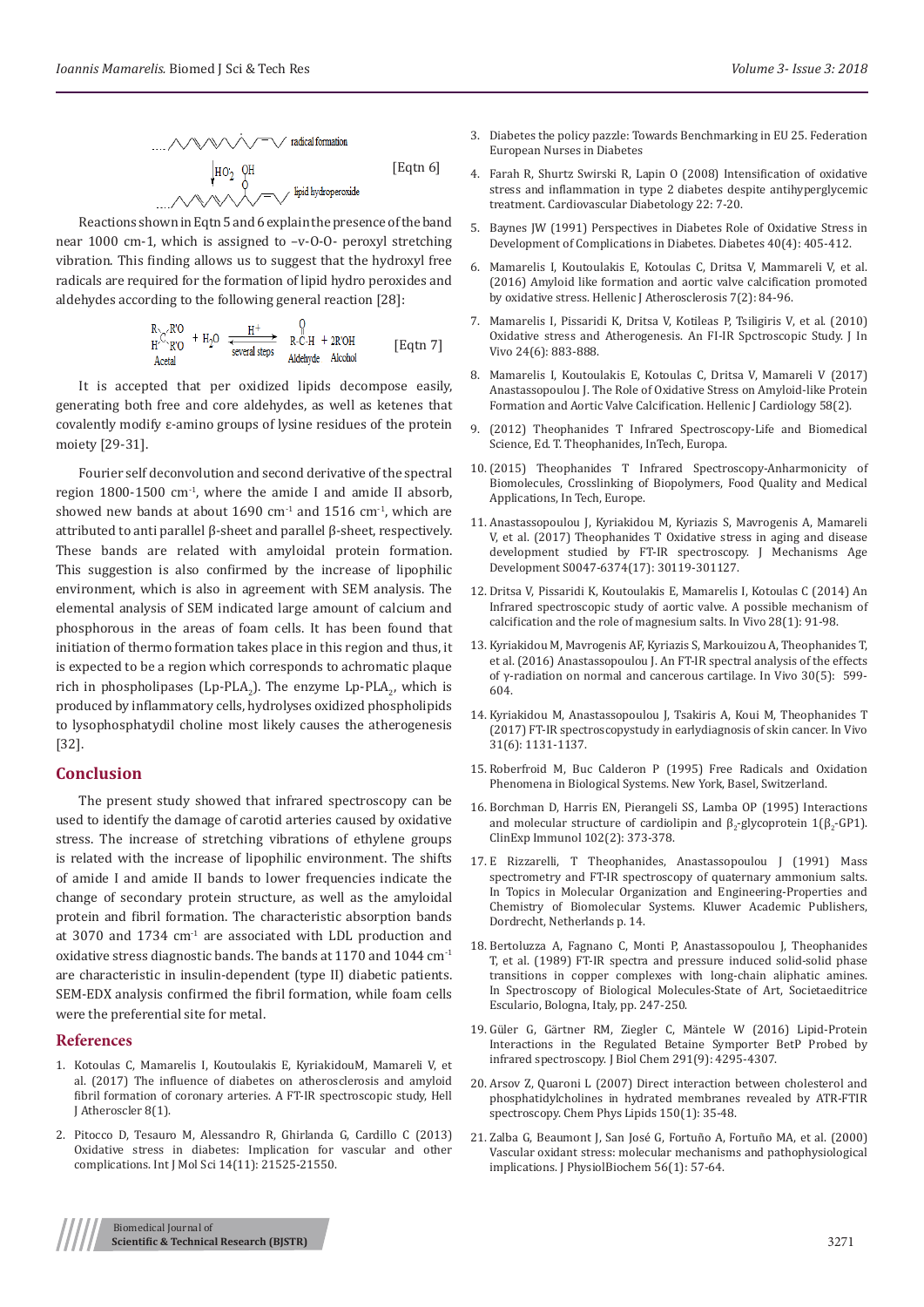$$\ldots \text{radical formation} \xrightarrow{HO_2^{\cdot}\ \ OH} \ldots \text{lipid hydroperoxide} \quad \text{[Eqtn 6]}$$

Reactions shown in Eqtn 5 and 6 explain the presence of the band near 1000 cm-1, which is assigned to –v-O-O- peroxyl stretching vibration. This finding allows us to suggest that the hydroxyl free radicals are required for the formation of lipid hydro peroxides and aldehydes according to the following general reaction [28]:

$$\underset{\text{Acetal}}{R(H)C(R'O)_2} + H_2O \underset{\text{several steps}}{\overset{H^+}{\rightleftharpoons}} \underset{\text{Aldehyde}}{R\text{-}C(=O)\text{-}H} + \underset{\text{Alcohol}}{2R'OH} \quad \text{[Eqtn 7]}$$

It is accepted that per oxidized lipids decompose easily, generating both free and core aldehydes, as well as ketenes that covalently modify ε-amino groups of lysine residues of the protein moiety [29-31].

Fourier self deconvolution and second derivative of the spectral region 1800-1500 $cm^{-1}$, where the amide I and amide II absorb, showed new bands at about 1690 $cm^{-1}$ and 1516 $cm^{-1}$, which are attributed to anti parallel β-sheet and parallel β-sheet, respectively. These bands are related with amyloidal protein formation. This suggestion is also confirmed by the increase of lipophilic environment, which is also in agreement with SEM analysis. The elemental analysis of SEM indicated large amount of calcium and phosphorous in the areas of foam cells. It has been found that initiation of thermo formation takes place in this region and thus, it is expected to be a region which corresponds to achromatic plaque rich in phospholipases ($Lp\text{-}PLA_2$). The enzyme $Lp\text{-}PLA_2$, which is produced by inflammatory cells, hydrolyses oxidized phospholipids to lysophosphatydil choline most likely causes the atherogenesis [32].

## Conclusion

The present study showed that infrared spectroscopy can be used to identify the damage of carotid arteries caused by oxidative stress. The increase of stretching vibrations of ethylene groups is related with the increase of lipophilic environment. The shifts of amide I and amide II bands to lower frequencies indicate the change of secondary protein structure, as well as the amyloidal protein and fibril formation. The characteristic absorption bands at 3070 and 1734 $cm^{-1}$ are associated with LDL production and oxidative stress diagnostic bands. The bands at 1170 and 1044 $cm^{-1}$ are characteristic in insulin-dependent (type II) diabetic patients. SEM-EDX analysis confirmed the fibril formation, while foam cells were the preferential site for metal.

## References

1. Kotoulas C, Mamarelis I, Koutoulakis E, KyriakidouM, Mamareli V, et al. (2017) The influence of diabetes on atherosclerosis and amyloid fibril formation of coronary arteries. A FT-IR spectroscopic study, Hell J Atheroscler 8(1).
2. Pitocco D, Tesauro M, Alessandro R, Ghirlanda G, Cardillo C (2013) Oxidative stress in diabetes: Implication for vascular and other complications. Int J Mol Sci 14(11): 21525-21550.
3. Diabetes the policy pazzle: Towards Benchmarking in EU 25. Federation European Nurses in Diabetes
4. Farah R, Shurtz Swirski R, Lapin O (2008) Intensification of oxidative stress and inflammation in type 2 diabetes despite antihyperglycemic treatment. Cardiovascular Diabetology 22: 7-20.
5. Baynes JW (1991) Perspectives in Diabetes Role of Oxidative Stress in Development of Complications in Diabetes. Diabetes 40(4): 405-412.
6. Mamarelis I, Koutoulakis E, Kotoulas C, Dritsa V, Mammareli V, et al. (2016) Amyloid like formation and aortic valve calcification promoted by oxidative stress. Hellenic J Atherosclerosis 7(2): 84-96.
7. Mamarelis I, Pissaridi K, Dritsa V, Kotileas P, Tsiligiris V, et al. (2010) Oxidative stress and Atherogenesis. An FI-IR Spctroscopic Study. J In Vivo 24(6): 883-888.
8. Mamarelis I, Koutoulakis E, Kotoulas C, Dritsa V, Mamareli V (2017) Anastassopoulou J. The Role of Oxidative Stress on Amyloid-like Protein Formation and Aortic Valve Calcification. Hellenic J Cardiology 58(2).
9. (2012) Theophanides T Infrared Spectroscopy-Life and Biomedical Science, Ed. T. Theophanides, InTech, Europa.
10. (2015) Theophanides T Infrared Spectroscopy-Anharmonicity of Biomolecules, Crosslinking of Biopolymers, Food Quality and Medical Applications, In Tech, Europe.
11. Anastassopoulou J, Kyriakidou M, Kyriazis S, Mavrogenis A, Mamareli V, et al. (2017) Theophanides T Oxidative stress in aging and disease development studied by FT-IR spectroscopy. J Mechanisms Age Development S0047-6374(17): 30119-301127.
12. Dritsa V, Pissaridi K, Koutoulakis E, Mamarelis I, Kotoulas C (2014) An Infrared spectroscopic study of aortic valve. A possible mechanism of calcification and the role of magnesium salts. In Vivo 28(1): 91-98.
13. Kyriakidou M, Mavrogenis AF, Kyriazis S, Markouizou A, Theophanides T, et al. (2016) Anastassopoulou J. An FT-IR spectral analysis of the effects of γ-radiation on normal and cancerous cartilage. In Vivo 30(5): 599-604.
14. Kyriakidou M, Anastassopoulou J, Tsakiris A, Koui M, Theophanides T (2017) FT-IR spectroscopystudy in earlydiagnosis of skin cancer. In Vivo 31(6): 1131-1137.
15. Roberfroid M, Buc Calderon P (1995) Free Radicals and Oxidation Phenomena in Biological Systems. New York, Basel, Switzerland.
16. Borchman D, Harris EN, Pierangeli SS, Lamba OP (1995) Interactions and molecular structure of cardiolipin and $\beta_2$-glycoprotein 1($\beta_2$-GP1). ClinExp Immunol 102(2): 373-378.
17. E Rizzarelli, T Theophanides, Anastassopoulou J (1991) Mass spectrometry and FT-IR spectroscopy of quaternary ammonium salts. In Topics in Molecular Organization and Engineering-Properties and Chemistry of Biomolecular Systems. Kluwer Academic Publishers, Dordrecht, Netherlands p. 14.
18. Bertoluzza A, Fagnano C, Monti P, Anastassopoulou J, Theophanides T, et al. (1989) FT-IR spectra and pressure induced solid-solid phase transitions in copper complexes with long-chain aliphatic amines. In Spectroscopy of Biological Molecules-State of Art, Societaeditrice Esculario, Bologna, Italy, pp. 247-250.
19. Güler G, Gärtner RM, Ziegler C, Mäntele W (2016) Lipid-Protein Interactions in the Regulated Betaine Symporter BetP Probed by infrared spectroscopy. J Biol Chem 291(9): 4295-4307.
20. Arsov Z, Quaroni L (2007) Direct interaction between cholesterol and phosphatidylcholines in hydrated membranes revealed by ATR-FTIR spectroscopy. Chem Phys Lipids 150(1): 35-48.
21. Zalba G, Beaumont J, San José G, Fortuño A, Fortuño MA, et al. (2000) Vascular oxidant stress: molecular mechanisms and pathophysiological implications. J PhysiolBiochem 56(1): 57-64.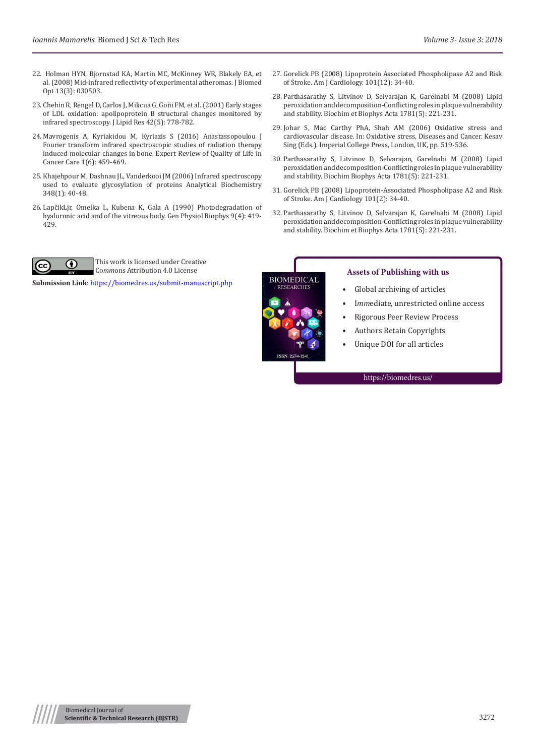22. Holman HYN, Bjornstad KA, Martin MC, McKinney WR, Blakely EA, et al. (2008) Mid-infrared reflectivity of experimental atheromas. J Biomed Opt 13(3): 030503.
23. Chehin R, Rengel D, Carlos J, Milicua G, Goñi FM, et al. (2001) Early stages of LDL oxidation: apolipoprotein B structural changes monitored by infrared spectroscopy. J Lipid Res 42(5): 778-782.
24. Mavrogenis A, Kyriakidou M, Kyriazis S (2016) Anastassopoulou J Fourier transform infrared spectroscopic studies of radiation therapy induced molecular changes in bone. Expert Review of Quality of Life in Cancer Care 1(6): 459-469.
25. Khajehpour M, Dashnau JL, Vanderkooi JM (2006) Infrared spectroscopy used to evaluate glycosylation of proteins Analytical Biochemistry 348(1): 40-48.
26. LapčikLjr, Omelka L, Kubena K, Gala A (1990) Photodegradation of hyaluronic acid and of the vitreous body. Gen Physiol Biophys 9(4): 419-429.
27. Gorelick PB (2008) Lipoprotein Associated Phospholipase A2 and Risk of Stroke. Am J Cardiology. 101(12): 34-40.
28. Parthasarathy S, Litvinov D, Selvarajan K, Garelnabi M (2008) Lipid peroxidation and decomposition-Conflicting roles in plaque vulnerability and stability. Biochim et Biophys Acta 1781(5): 221-231.
29. Johar S, Mac Carthy PhA, Shah AM (2006) Oxidative stress and cardiovascular disease. In: Oxidative stress, Diseases and Cancer. Kesav Sing (Eds.). Imperial College Press, London, UK, pp. 519-536.
30. Parthasarathy S, Litvinov D, Selvarajan, Garelnabi M (2008) Lipid peroxidation and decomposition-Conflicting roles in plaque vulnerability and stability. Biochim Biophys Acta 1781(5): 221-231.
31. Gorelick PB (2008) Lipoprotein-Associated Phospholipase A2 and Risk of Stroke. Am J Cardiology 101(2): 34-40.
32. Parthasarathy S, Litvinov D, Selvarajan K, Garelnabi M (2008) Lipid peroxidation and decomposition-Conflicting roles in plaque vulnerability and stability. Biochim et Biophys Acta 1781(5): 221-231.

This work is licensed under Creative Commons Attribution 4.0 License

**Submission Link**: https://biomedres.us/submit-manuscript.php

### Assets of Publishing with us

- Global archiving of articles
- Immediate, unrestricted online access
- Rigorous Peer Review Process
- Authors Retain Copyrights
- Unique DOI for all articles

https://biomedres.us/